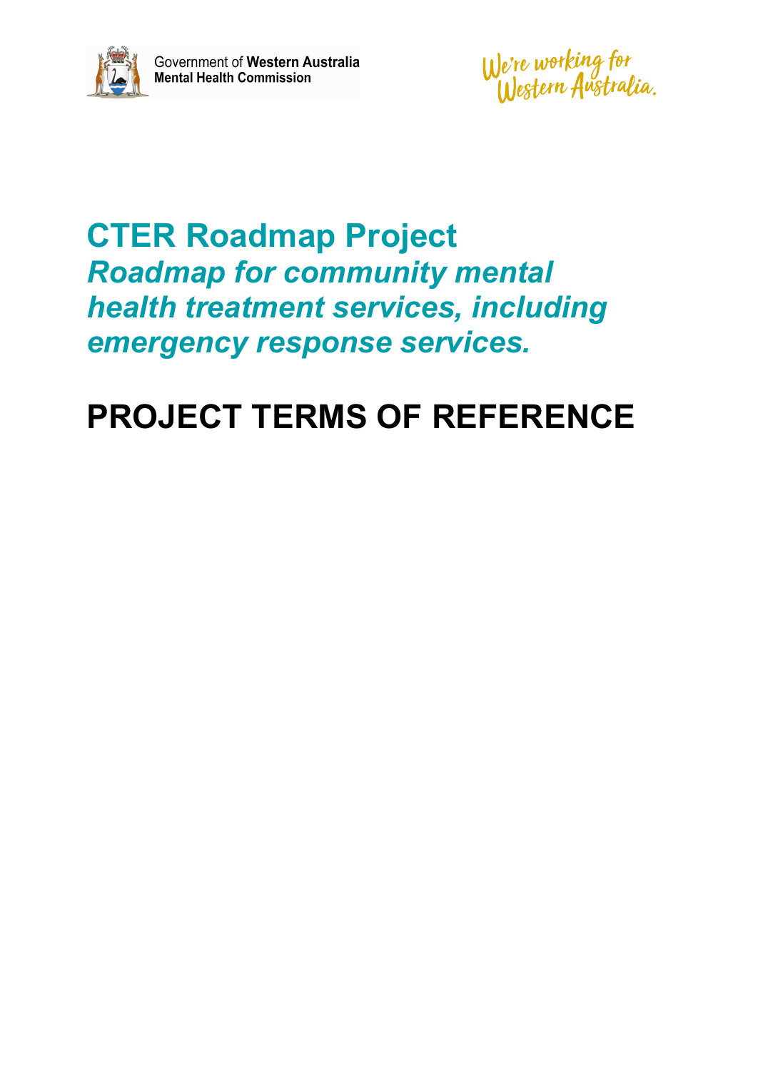Government of **Western Australia**
**Mental Health Commission**

We're working for Western Australia.

# CTER Roadmap Project

## *Roadmap for community mental health treatment services, including emergency response services.*

# PROJECT TERMS OF REFERENCE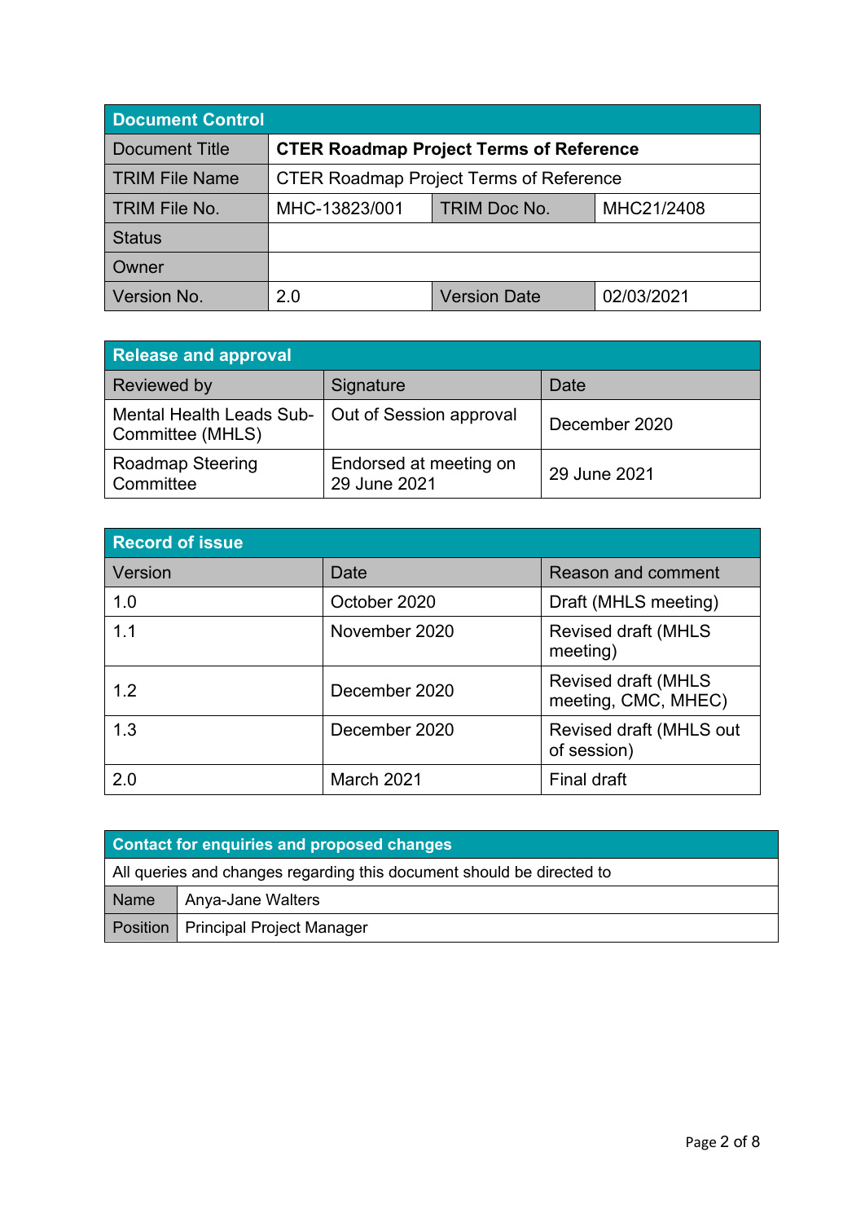| Document Control | | | |
|---|---|---|---|
| Document Title | **CTER Roadmap Project Terms of Reference** | | |
| TRIM File Name | CTER Roadmap Project Terms of Reference | | |
| TRIM File No. | MHC-13823/001 | TRIM Doc No. | MHC21/2408 |
| Status | | | |
| Owner | | | |
| Version No. | 2.0 | Version Date | 02/03/2021 |

| Release and approval | | |
|---|---|---|
| Reviewed by | Signature | Date |
| Mental Health Leads Sub-Committee (MHLS) | Out of Session approval | December 2020 |
| Roadmap Steering Committee | Endorsed at meeting on 29 June 2021 | 29 June 2021 |

| Record of issue | | |
|---|---|---|
| Version | Date | Reason and comment |
| 1.0 | October 2020 | Draft (MHLS meeting) |
| 1.1 | November 2020 | Revised draft (MHLS meeting) |
| 1.2 | December 2020 | Revised draft (MHLS meeting, CMC, MHEC) |
| 1.3 | December 2020 | Revised draft (MHLS out of session) |
| 2.0 | March 2021 | Final draft |

| Contact for enquiries and proposed changes | |
|---|---|
| All queries and changes regarding this document should be directed to | |
| Name | Anya-Jane Walters |
| Position | Principal Project Manager |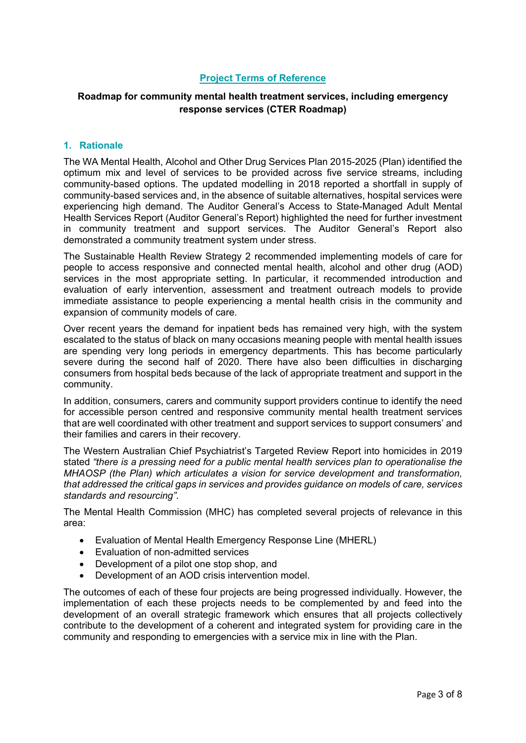## Project Terms of Reference

**Roadmap for community mental health treatment services, including emergency response services (CTER Roadmap)**

### 1. Rationale

The WA Mental Health, Alcohol and Other Drug Services Plan 2015-2025 (Plan) identified the optimum mix and level of services to be provided across five service streams, including community-based options. The updated modelling in 2018 reported a shortfall in supply of community-based services and, in the absence of suitable alternatives, hospital services were experiencing high demand. The Auditor General's Access to State-Managed Adult Mental Health Services Report (Auditor General's Report) highlighted the need for further investment in community treatment and support services. The Auditor General's Report also demonstrated a community treatment system under stress.

The Sustainable Health Review Strategy 2 recommended implementing models of care for people to access responsive and connected mental health, alcohol and other drug (AOD) services in the most appropriate setting. In particular, it recommended introduction and evaluation of early intervention, assessment and treatment outreach models to provide immediate assistance to people experiencing a mental health crisis in the community and expansion of community models of care.

Over recent years the demand for inpatient beds has remained very high, with the system escalated to the status of black on many occasions meaning people with mental health issues are spending very long periods in emergency departments. This has become particularly severe during the second half of 2020. There have also been difficulties in discharging consumers from hospital beds because of the lack of appropriate treatment and support in the community.

In addition, consumers, carers and community support providers continue to identify the need for accessible person centred and responsive community mental health treatment services that are well coordinated with other treatment and support services to support consumers' and their families and carers in their recovery.

The Western Australian Chief Psychiatrist's Targeted Review Report into homicides in 2019 stated *"there is a pressing need for a public mental health services plan to operationalise the MHAOSP (the Plan) which articulates a vision for service development and transformation, that addressed the critical gaps in services and provides guidance on models of care, services standards and resourcing"*.

The Mental Health Commission (MHC) has completed several projects of relevance in this area:

- Evaluation of Mental Health Emergency Response Line (MHERL)
- Evaluation of non-admitted services
- Development of a pilot one stop shop, and
- Development of an AOD crisis intervention model.

The outcomes of each of these four projects are being progressed individually. However, the implementation of each these projects needs to be complemented by and feed into the development of an overall strategic framework which ensures that all projects collectively contribute to the development of a coherent and integrated system for providing care in the community and responding to emergencies with a service mix in line with the Plan.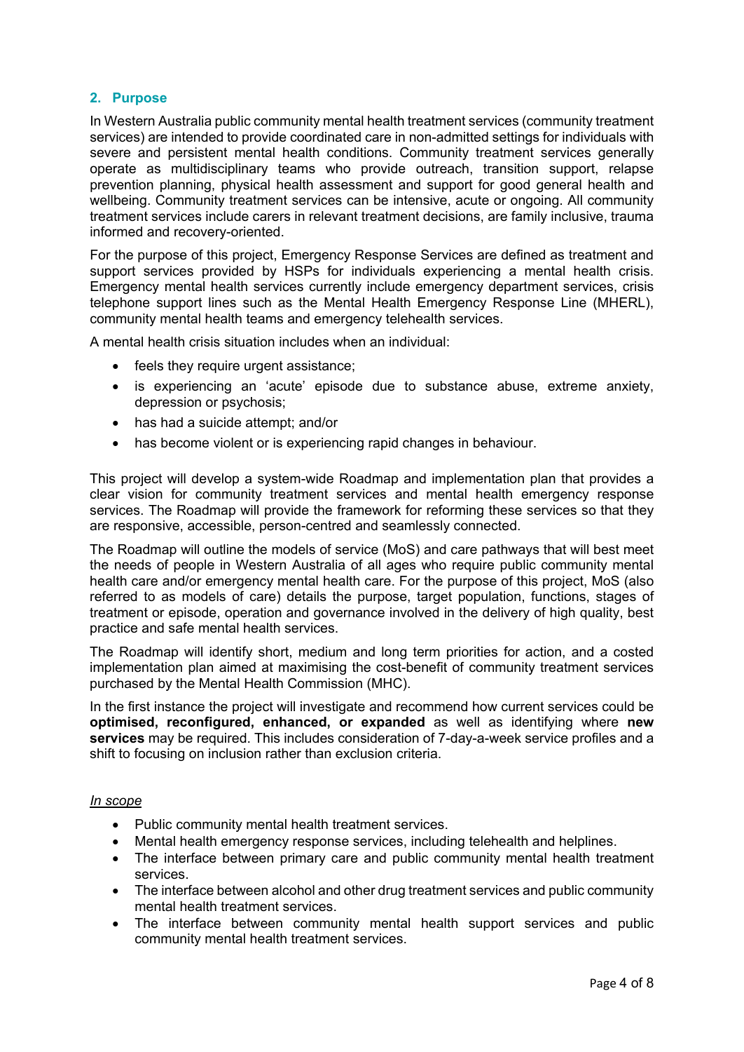## 2. Purpose

In Western Australia public community mental health treatment services (community treatment services) are intended to provide coordinated care in non-admitted settings for individuals with severe and persistent mental health conditions. Community treatment services generally operate as multidisciplinary teams who provide outreach, transition support, relapse prevention planning, physical health assessment and support for good general health and wellbeing. Community treatment services can be intensive, acute or ongoing. All community treatment services include carers in relevant treatment decisions, are family inclusive, trauma informed and recovery-oriented.

For the purpose of this project, Emergency Response Services are defined as treatment and support services provided by HSPs for individuals experiencing a mental health crisis. Emergency mental health services currently include emergency department services, crisis telephone support lines such as the Mental Health Emergency Response Line (MHERL), community mental health teams and emergency telehealth services.

A mental health crisis situation includes when an individual:

- feels they require urgent assistance;
- is experiencing an 'acute' episode due to substance abuse, extreme anxiety, depression or psychosis;
- has had a suicide attempt; and/or
- has become violent or is experiencing rapid changes in behaviour.

This project will develop a system-wide Roadmap and implementation plan that provides a clear vision for community treatment services and mental health emergency response services. The Roadmap will provide the framework for reforming these services so that they are responsive, accessible, person-centred and seamlessly connected.

The Roadmap will outline the models of service (MoS) and care pathways that will best meet the needs of people in Western Australia of all ages who require public community mental health care and/or emergency mental health care. For the purpose of this project, MoS (also referred to as models of care) details the purpose, target population, functions, stages of treatment or episode, operation and governance involved in the delivery of high quality, best practice and safe mental health services.

The Roadmap will identify short, medium and long term priorities for action, and a costed implementation plan aimed at maximising the cost-benefit of community treatment services purchased by the Mental Health Commission (MHC).

In the first instance the project will investigate and recommend how current services could be **optimised, reconfigured, enhanced, or expanded** as well as identifying where **new services** may be required. This includes consideration of 7-day-a-week service profiles and a shift to focusing on inclusion rather than exclusion criteria.

*In scope*

- Public community mental health treatment services.
- Mental health emergency response services, including telehealth and helplines.
- The interface between primary care and public community mental health treatment services.
- The interface between alcohol and other drug treatment services and public community mental health treatment services.
- The interface between community mental health support services and public community mental health treatment services.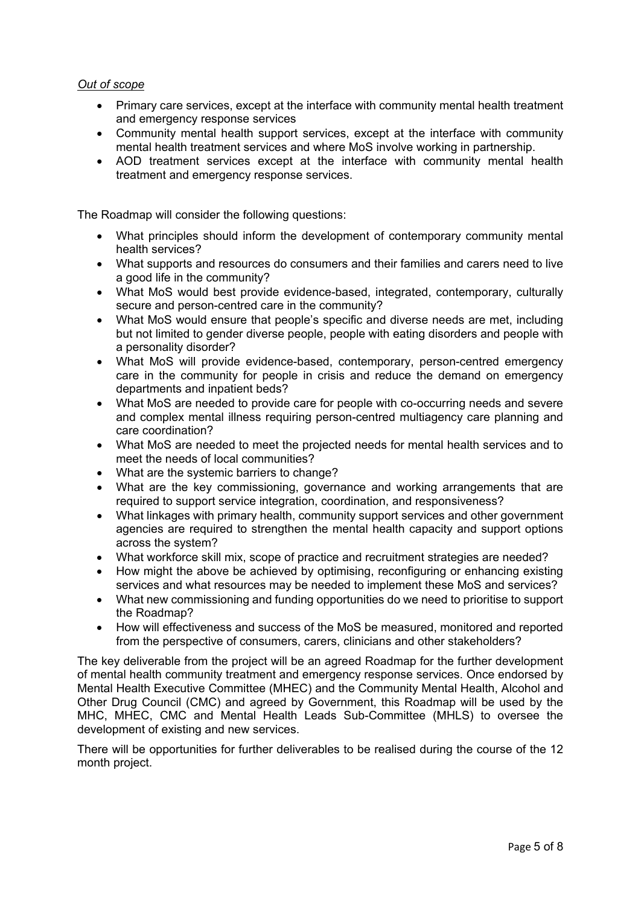*Out of scope*

- Primary care services, except at the interface with community mental health treatment and emergency response services
- Community mental health support services, except at the interface with community mental health treatment services and where MoS involve working in partnership.
- AOD treatment services except at the interface with community mental health treatment and emergency response services.

The Roadmap will consider the following questions:

- What principles should inform the development of contemporary community mental health services?
- What supports and resources do consumers and their families and carers need to live a good life in the community?
- What MoS would best provide evidence-based, integrated, contemporary, culturally secure and person-centred care in the community?
- What MoS would ensure that people's specific and diverse needs are met, including but not limited to gender diverse people, people with eating disorders and people with a personality disorder?
- What MoS will provide evidence-based, contemporary, person-centred emergency care in the community for people in crisis and reduce the demand on emergency departments and inpatient beds?
- What MoS are needed to provide care for people with co-occurring needs and severe and complex mental illness requiring person-centred multiagency care planning and care coordination?
- What MoS are needed to meet the projected needs for mental health services and to meet the needs of local communities?
- What are the systemic barriers to change?
- What are the key commissioning, governance and working arrangements that are required to support service integration, coordination, and responsiveness?
- What linkages with primary health, community support services and other government agencies are required to strengthen the mental health capacity and support options across the system?
- What workforce skill mix, scope of practice and recruitment strategies are needed?
- How might the above be achieved by optimising, reconfiguring or enhancing existing services and what resources may be needed to implement these MoS and services?
- What new commissioning and funding opportunities do we need to prioritise to support the Roadmap?
- How will effectiveness and success of the MoS be measured, monitored and reported from the perspective of consumers, carers, clinicians and other stakeholders?

The key deliverable from the project will be an agreed Roadmap for the further development of mental health community treatment and emergency response services. Once endorsed by Mental Health Executive Committee (MHEC) and the Community Mental Health, Alcohol and Other Drug Council (CMC) and agreed by Government, this Roadmap will be used by the MHC, MHEC, CMC and Mental Health Leads Sub-Committee (MHLS) to oversee the development of existing and new services.

There will be opportunities for further deliverables to be realised during the course of the 12 month project.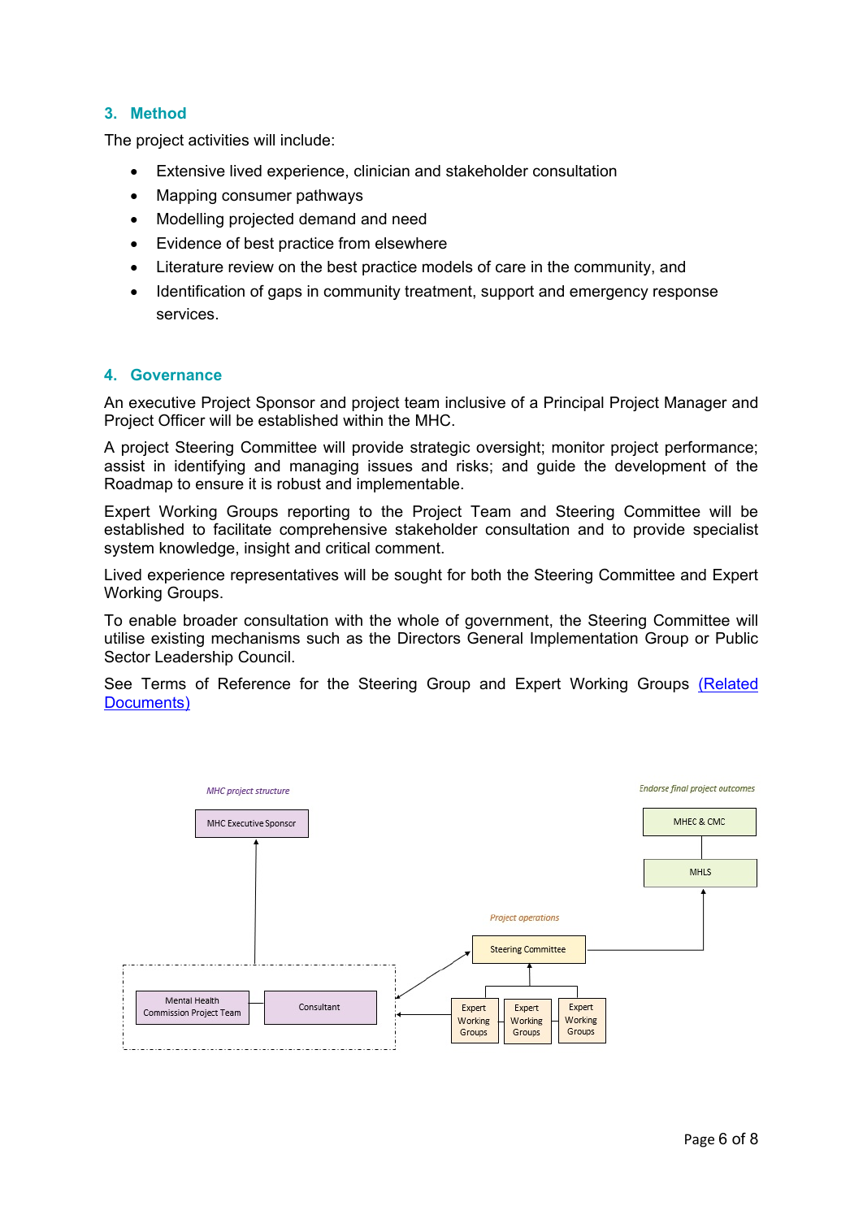## 3. Method

The project activities will include:

- Extensive lived experience, clinician and stakeholder consultation
- Mapping consumer pathways
- Modelling projected demand and need
- Evidence of best practice from elsewhere
- Literature review on the best practice models of care in the community, and
- Identification of gaps in community treatment, support and emergency response services.

## 4. Governance

An executive Project Sponsor and project team inclusive of a Principal Project Manager and Project Officer will be established within the MHC.

A project Steering Committee will provide strategic oversight; monitor project performance; assist in identifying and managing issues and risks; and guide the development of the Roadmap to ensure it is robust and implementable.

Expert Working Groups reporting to the Project Team and Steering Committee will be established to facilitate comprehensive stakeholder consultation and to provide specialist system knowledge, insight and critical comment.

Lived experience representatives will be sought for both the Steering Committee and Expert Working Groups.

To enable broader consultation with the whole of government, the Steering Committee will utilise existing mechanisms such as the Directors General Implementation Group or Public Sector Leadership Council.

See Terms of Reference for the Steering Group and Expert Working Groups (Related Documents)

*MHC project structure*

MHC Executive Sponsor

Mental Health Commission Project Team

Consultant

*Endorse final project outcomes*

MHEC & CMC

MHLS

*Project operations*

Steering Committee

Expert Working Groups

Expert Working Groups

Expert Working Groups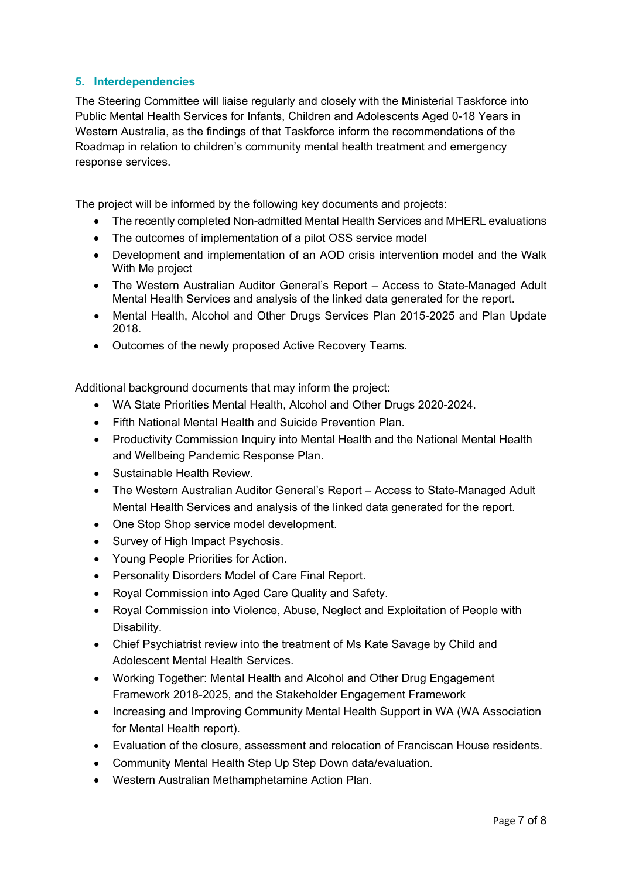## 5. Interdependencies

The Steering Committee will liaise regularly and closely with the Ministerial Taskforce into Public Mental Health Services for Infants, Children and Adolescents Aged 0-18 Years in Western Australia, as the findings of that Taskforce inform the recommendations of the Roadmap in relation to children's community mental health treatment and emergency response services.

The project will be informed by the following key documents and projects:

- The recently completed Non-admitted Mental Health Services and MHERL evaluations
- The outcomes of implementation of a pilot OSS service model
- Development and implementation of an AOD crisis intervention model and the Walk With Me project
- The Western Australian Auditor General's Report – Access to State-Managed Adult Mental Health Services and analysis of the linked data generated for the report.
- Mental Health, Alcohol and Other Drugs Services Plan 2015-2025 and Plan Update 2018.
- Outcomes of the newly proposed Active Recovery Teams.

Additional background documents that may inform the project:

- WA State Priorities Mental Health, Alcohol and Other Drugs 2020-2024.
- Fifth National Mental Health and Suicide Prevention Plan.
- Productivity Commission Inquiry into Mental Health and the National Mental Health and Wellbeing Pandemic Response Plan.
- Sustainable Health Review.
- The Western Australian Auditor General's Report – Access to State-Managed Adult Mental Health Services and analysis of the linked data generated for the report.
- One Stop Shop service model development.
- Survey of High Impact Psychosis.
- Young People Priorities for Action.
- Personality Disorders Model of Care Final Report.
- Royal Commission into Aged Care Quality and Safety.
- Royal Commission into Violence, Abuse, Neglect and Exploitation of People with Disability.
- Chief Psychiatrist review into the treatment of Ms Kate Savage by Child and Adolescent Mental Health Services.
- Working Together: Mental Health and Alcohol and Other Drug Engagement Framework 2018-2025, and the Stakeholder Engagement Framework
- Increasing and Improving Community Mental Health Support in WA (WA Association for Mental Health report).
- Evaluation of the closure, assessment and relocation of Franciscan House residents.
- Community Mental Health Step Up Step Down data/evaluation.
- Western Australian Methamphetamine Action Plan.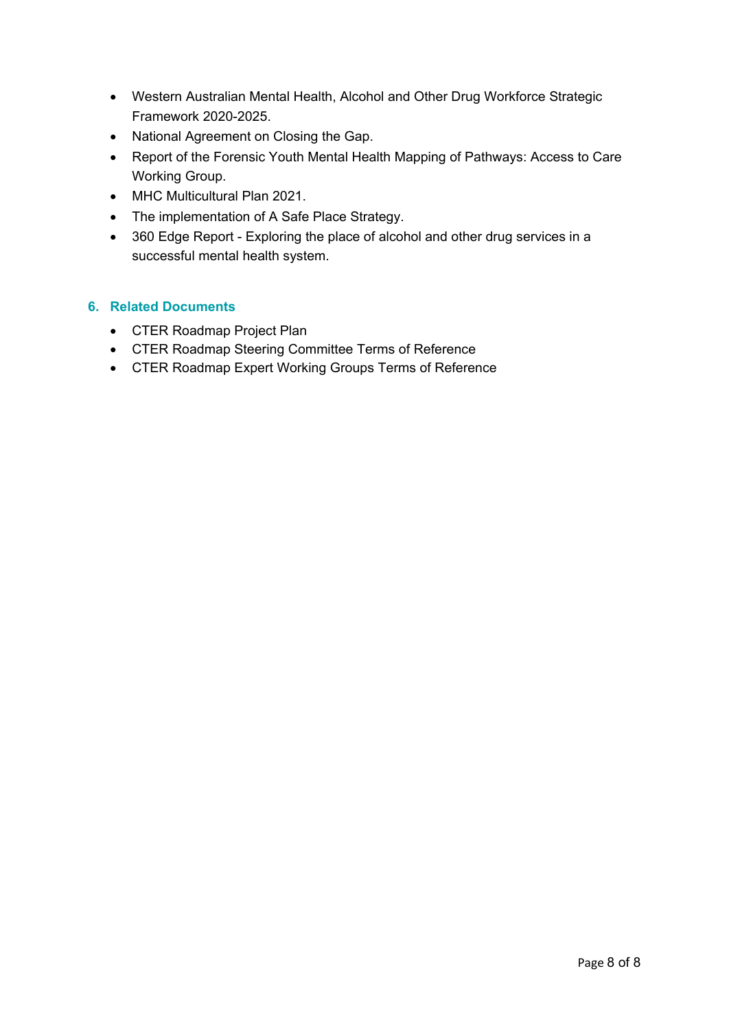- Western Australian Mental Health, Alcohol and Other Drug Workforce Strategic Framework 2020-2025.
- National Agreement on Closing the Gap.
- Report of the Forensic Youth Mental Health Mapping of Pathways: Access to Care Working Group.
- MHC Multicultural Plan 2021.
- The implementation of A Safe Place Strategy.
- 360 Edge Report - Exploring the place of alcohol and other drug services in a successful mental health system.

## 6. Related Documents

- CTER Roadmap Project Plan
- CTER Roadmap Steering Committee Terms of Reference
- CTER Roadmap Expert Working Groups Terms of Reference